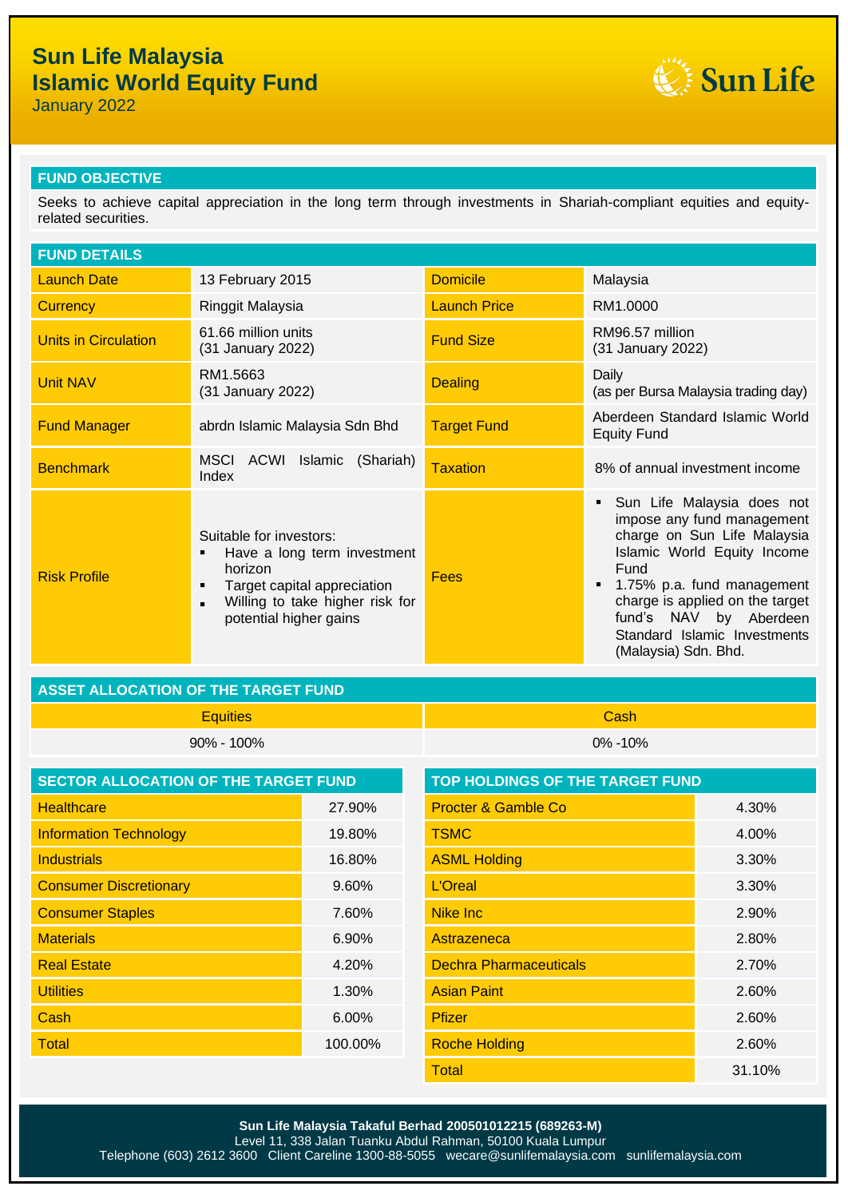# Sun Life Malaysia
# Islamic World Equity Fund

January 2022

## FUND OBJECTIVE

Seeks to achieve capital appreciation in the long term through investments in Shariah-compliant equities and equity-related securities.

## FUND DETAILS

| | | | |
|---|---|---|---|
| Launch Date | 13 February 2015 | Domicile | Malaysia |
| Currency | Ringgit Malaysia | Launch Price | RM1.0000 |
| Units in Circulation | 61.66 million units (31 January 2022) | Fund Size | RM96.57 million (31 January 2022) |
| Unit NAV | RM1.5663 (31 January 2022) | Dealing | Daily (as per Bursa Malaysia trading day) |
| Fund Manager | abrdn Islamic Malaysia Sdn Bhd | Target Fund | Aberdeen Standard Islamic World Equity Fund |
| Benchmark | MSCI ACWI Islamic (Shariah) Index | Taxation | 8% of annual investment income |
| Risk Profile | Suitable for investors: ▪ Have a long term investment horizon ▪ Target capital appreciation ▪ Willing to take higher risk for potential higher gains | Fees | ▪ Sun Life Malaysia does not impose any fund management charge on Sun Life Malaysia Islamic World Equity Income Fund ▪ 1.75% p.a. fund management charge is applied on the target fund's NAV by Aberdeen Standard Islamic Investments (Malaysia) Sdn. Bhd. |

## ASSET ALLOCATION OF THE TARGET FUND

| Equities | Cash |
|---|---|
| 90% - 100% | 0% -10% |

## SECTOR ALLOCATION OF THE TARGET FUND

| Sector | % |
|---|---|
| Healthcare | 27.90% |
| Information Technology | 19.80% |
| Industrials | 16.80% |
| Consumer Discretionary | 9.60% |
| Consumer Staples | 7.60% |
| Materials | 6.90% |
| Real Estate | 4.20% |
| Utilities | 1.30% |
| Cash | 6.00% |
| Total | 100.00% |

## TOP HOLDINGS OF THE TARGET FUND

| Holding | % |
|---|---|
| Procter & Gamble Co | 4.30% |
| TSMC | 4.00% |
| ASML Holding | 3.30% |
| L'Oreal | 3.30% |
| Nike Inc | 2.90% |
| Astrazeneca | 2.80% |
| Dechra Pharmaceuticals | 2.70% |
| Asian Paint | 2.60% |
| Pfizer | 2.60% |
| Roche Holding | 2.60% |
| Total | 31.10% |

**Sun Life Malaysia Takaful Berhad 200501012215 (689263-M)**
Level 11, 338 Jalan Tuanku Abdul Rahman, 50100 Kuala Lumpur
Telephone (603) 2612 3600 Client Careline 1300-88-5055 wecare@sunlifemalaysia.com sunlifemalaysia.com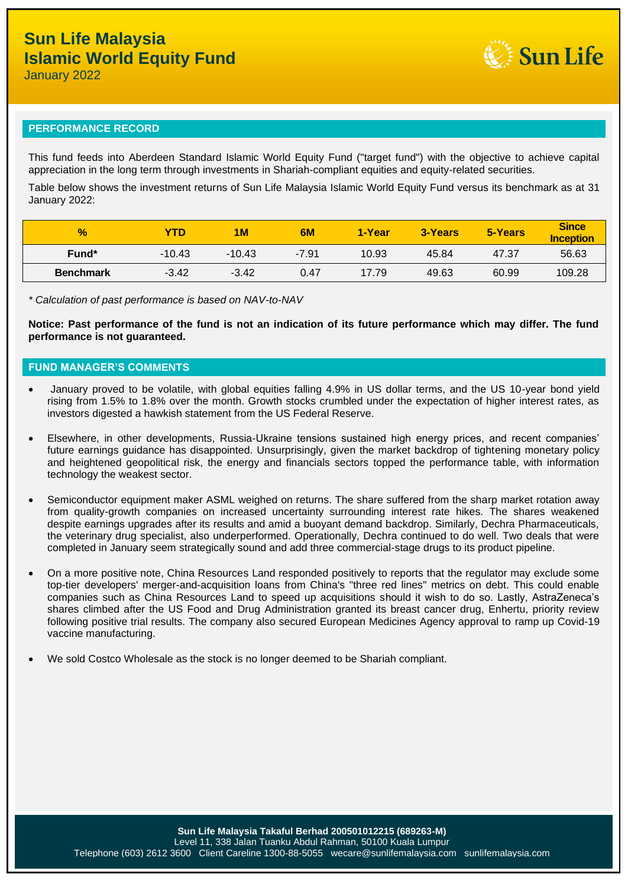# Sun Life Malaysia Islamic World Equity Fund

January 2022

## PERFORMANCE RECORD

This fund feeds into Aberdeen Standard Islamic World Equity Fund ("target fund") with the objective to achieve capital appreciation in the long term through investments in Shariah-compliant equities and equity-related securities.

Table below shows the investment returns of Sun Life Malaysia Islamic World Equity Fund versus its benchmark as at 31 January 2022:

| % | YTD | 1M | 6M | 1-Year | 3-Years | 5-Years | Since Inception |
|---|---|---|---|---|---|---|---|
| Fund* | -10.43 | -10.43 | -7.91 | 10.93 | 45.84 | 47.37 | 56.63 |
| Benchmark | -3.42 | -3.42 | 0.47 | 17.79 | 49.63 | 60.99 | 109.28 |

*\* Calculation of past performance is based on NAV-to-NAV*

**Notice: Past performance of the fund is not an indication of its future performance which may differ. The fund performance is not guaranteed.**

## FUND MANAGER'S COMMENTS

- January proved to be volatile, with global equities falling 4.9% in US dollar terms, and the US 10-year bond yield rising from 1.5% to 1.8% over the month. Growth stocks crumbled under the expectation of higher interest rates, as investors digested a hawkish statement from the US Federal Reserve.
- Elsewhere, in other developments, Russia-Ukraine tensions sustained high energy prices, and recent companies' future earnings guidance has disappointed. Unsurprisingly, given the market backdrop of tightening monetary policy and heightened geopolitical risk, the energy and financials sectors topped the performance table, with information technology the weakest sector.
- Semiconductor equipment maker ASML weighed on returns. The share suffered from the sharp market rotation away from quality-growth companies on increased uncertainty surrounding interest rate hikes. The shares weakened despite earnings upgrades after its results and amid a buoyant demand backdrop. Similarly, Dechra Pharmaceuticals, the veterinary drug specialist, also underperformed. Operationally, Dechra continued to do well. Two deals that were completed in January seem strategically sound and add three commercial-stage drugs to its product pipeline.
- On a more positive note, China Resources Land responded positively to reports that the regulator may exclude some top-tier developers' merger-and-acquisition loans from China's "three red lines" metrics on debt. This could enable companies such as China Resources Land to speed up acquisitions should it wish to do so. Lastly, AstraZeneca's shares climbed after the US Food and Drug Administration granted its breast cancer drug, Enhertu, priority review following positive trial results. The company also secured European Medicines Agency approval to ramp up Covid-19 vaccine manufacturing.
- We sold Costco Wholesale as the stock is no longer deemed to be Shariah compliant.

**Sun Life Malaysia Takaful Berhad 200501012215 (689263-M)**
Level 11, 338 Jalan Tuanku Abdul Rahman, 50100 Kuala Lumpur
Telephone (603) 2612 3600 Client Careline 1300-88-5055 wecare@sunlifemalaysia.com sunlifemalaysia.com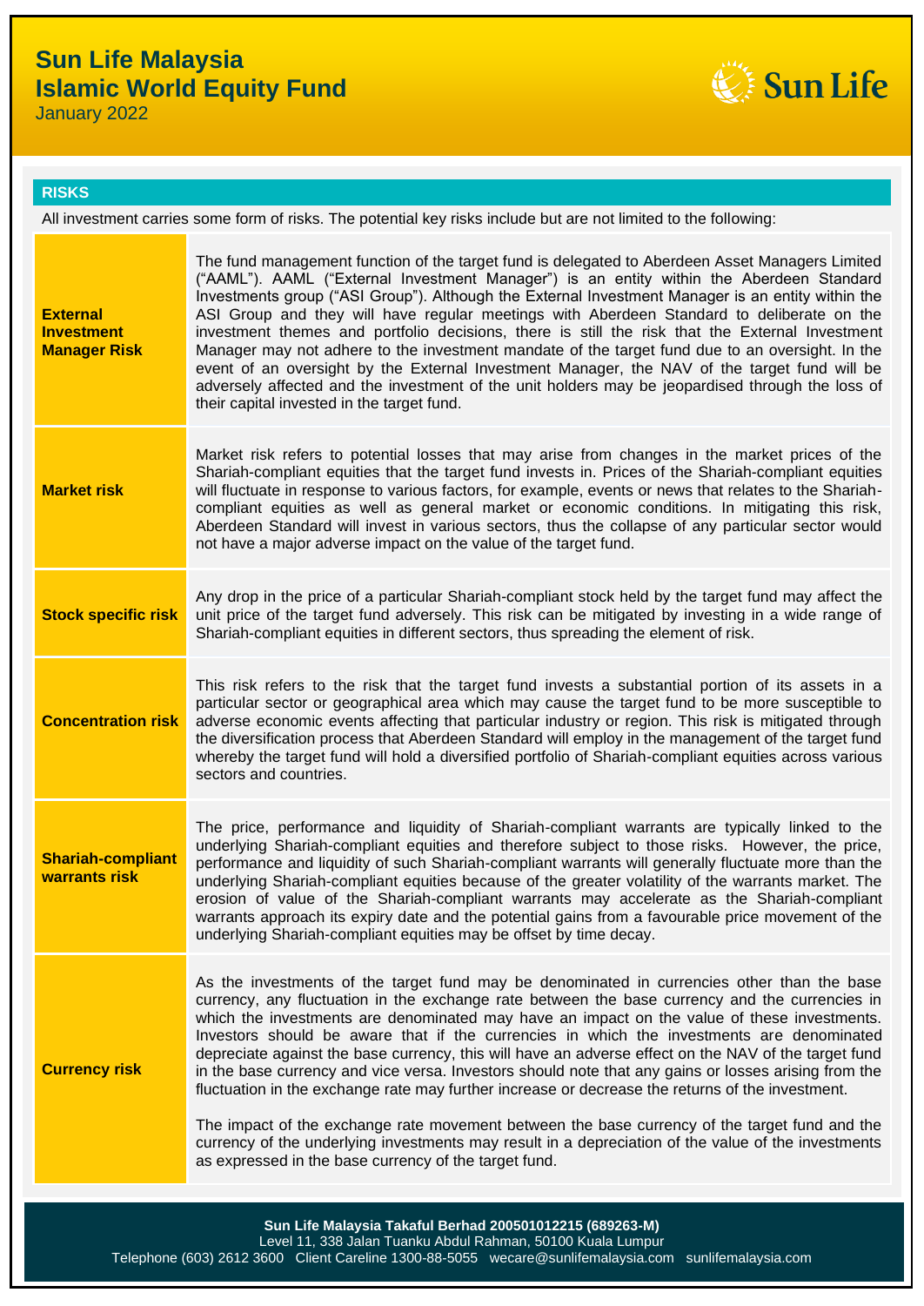# Sun Life Malaysia Islamic World Equity Fund

January 2022

## RISKS

All investment carries some form of risks. The potential key risks include but are not limited to the following:

| Risk | Description |
|---|---|
| **External Investment Manager Risk** | The fund management function of the target fund is delegated to Aberdeen Asset Managers Limited ("AAML"). AAML ("External Investment Manager") is an entity within the Aberdeen Standard Investments group ("ASI Group"). Although the External Investment Manager is an entity within the ASI Group and they will have regular meetings with Aberdeen Standard to deliberate on the investment themes and portfolio decisions, there is still the risk that the External Investment Manager may not adhere to the investment mandate of the target fund due to an oversight. In the event of an oversight by the External Investment Manager, the NAV of the target fund will be adversely affected and the investment of the unit holders may be jeopardised through the loss of their capital invested in the target fund. |
| **Market risk** | Market risk refers to potential losses that may arise from changes in the market prices of the Shariah-compliant equities that the target fund invests in. Prices of the Shariah-compliant equities will fluctuate in response to various factors, for example, events or news that relates to the Shariah-compliant equities as well as general market or economic conditions. In mitigating this risk, Aberdeen Standard will invest in various sectors, thus the collapse of any particular sector would not have a major adverse impact on the value of the target fund. |
| **Stock specific risk** | Any drop in the price of a particular Shariah-compliant stock held by the target fund may affect the unit price of the target fund adversely. This risk can be mitigated by investing in a wide range of Shariah-compliant equities in different sectors, thus spreading the element of risk. |
| **Concentration risk** | This risk refers to the risk that the target fund invests a substantial portion of its assets in a particular sector or geographical area which may cause the target fund to be more susceptible to adverse economic events affecting that particular industry or region. This risk is mitigated through the diversification process that Aberdeen Standard will employ in the management of the target fund whereby the target fund will hold a diversified portfolio of Shariah-compliant equities across various sectors and countries. |
| **Shariah-compliant warrants risk** | The price, performance and liquidity of Shariah-compliant warrants are typically linked to the underlying Shariah-compliant equities and therefore subject to those risks. However, the price, performance and liquidity of such Shariah-compliant warrants will generally fluctuate more than the underlying Shariah-compliant equities because of the greater volatility of the warrants market. The erosion of value of the Shariah-compliant warrants may accelerate as the Shariah-compliant warrants approach its expiry date and the potential gains from a favourable price movement of the underlying Shariah-compliant equities may be offset by time decay. |
| **Currency risk** | As the investments of the target fund may be denominated in currencies other than the base currency, any fluctuation in the exchange rate between the base currency and the currencies in which the investments are denominated may have an impact on the value of these investments. Investors should be aware that if the currencies in which the investments are denominated depreciate against the base currency, this will have an adverse effect on the NAV of the target fund in the base currency and vice versa. Investors should note that any gains or losses arising from the fluctuation in the exchange rate may further increase or decrease the returns of the investment.<br><br>The impact of the exchange rate movement between the base currency of the target fund and the currency of the underlying investments may result in a depreciation of the value of the investments as expressed in the base currency of the target fund. |

**Sun Life Malaysia Takaful Berhad 200501012215 (689263-M)**
Level 11, 338 Jalan Tuanku Abdul Rahman, 50100 Kuala Lumpur
Telephone (603) 2612 3600 Client Careline 1300-88-5055 wecare@sunlifemalaysia.com sunlifemalaysia.com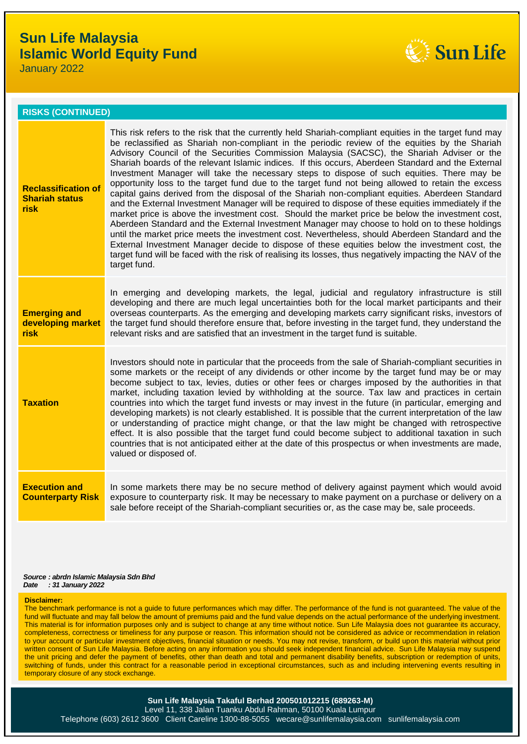# Sun Life Malaysia
# Islamic World Equity Fund

January 2022

## RISKS (CONTINUED)

| | |
|---|---|
| **Reclassification of Shariah status risk** | This risk refers to the risk that the currently held Shariah-compliant equities in the target fund may be reclassified as Shariah non-compliant in the periodic review of the equities by the Shariah Advisory Council of the Securities Commission Malaysia (SACSC), the Shariah Adviser or the Shariah boards of the relevant Islamic indices. If this occurs, Aberdeen Standard and the External Investment Manager will take the necessary steps to dispose of such equities. There may be opportunity loss to the target fund due to the target fund not being allowed to retain the excess capital gains derived from the disposal of the Shariah non-compliant equities. Aberdeen Standard and the External Investment Manager will be required to dispose of these equities immediately if the market price is above the investment cost. Should the market price be below the investment cost, Aberdeen Standard and the External Investment Manager may choose to hold on to these holdings until the market price meets the investment cost. Nevertheless, should Aberdeen Standard and the External Investment Manager decide to dispose of these equities below the investment cost, the target fund will be faced with the risk of realising its losses, thus negatively impacting the NAV of the target fund. |
| **Emerging and developing market risk** | In emerging and developing markets, the legal, judicial and regulatory infrastructure is still developing and there are much legal uncertainties both for the local market participants and their overseas counterparts. As the emerging and developing markets carry significant risks, investors of the target fund should therefore ensure that, before investing in the target fund, they understand the relevant risks and are satisfied that an investment in the target fund is suitable. |
| **Taxation** | Investors should note in particular that the proceeds from the sale of Shariah-compliant securities in some markets or the receipt of any dividends or other income by the target fund may be or may become subject to tax, levies, duties or other fees or charges imposed by the authorities in that market, including taxation levied by withholding at the source. Tax law and practices in certain countries into which the target fund invests or may invest in the future (in particular, emerging and developing markets) is not clearly established. It is possible that the current interpretation of the law or understanding of practice might change, or that the law might be changed with retrospective effect. It is also possible that the target fund could become subject to additional taxation in such countries that is not anticipated either at the date of this prospectus or when investments are made, valued or disposed of. |
| **Execution and Counterparty Risk** | In some markets there may be no secure method of delivery against payment which would avoid exposure to counterparty risk. It may be necessary to make payment on a purchase or delivery on a sale before receipt of the Shariah-compliant securities or, as the case may be, sale proceeds. |

***Source : abrdn Islamic Malaysia Sdn Bhd***
***Date : 31 January 2022***

**Disclaimer:**
The benchmark performance is not a guide to future performances which may differ. The performance of the fund is not guaranteed. The value of the fund will fluctuate and may fall below the amount of premiums paid and the fund value depends on the actual performance of the underlying investment. This material is for information purposes only and is subject to change at any time without notice. Sun Life Malaysia does not guarantee its accuracy, completeness, correctness or timeliness for any purpose or reason. This information should not be considered as advice or recommendation in relation to your account or particular investment objectives, financial situation or needs. You may not revise, transform, or build upon this material without prior written consent of Sun Life Malaysia. Before acting on any information you should seek independent financial advice. Sun Life Malaysia may suspend the unit pricing and defer the payment of benefits, other than death and total and permanent disability benefits, subscription or redemption of units, switching of funds, under this contract for a reasonable period in exceptional circumstances, such as and including intervening events resulting in temporary closure of any stock exchange.

**Sun Life Malaysia Takaful Berhad 200501012215 (689263-M)**
Level 11, 338 Jalan Tuanku Abdul Rahman, 50100 Kuala Lumpur
Telephone (603) 2612 3600 Client Careline 1300-88-5055 wecare@sunlifemalaysia.com sunlifemalaysia.com